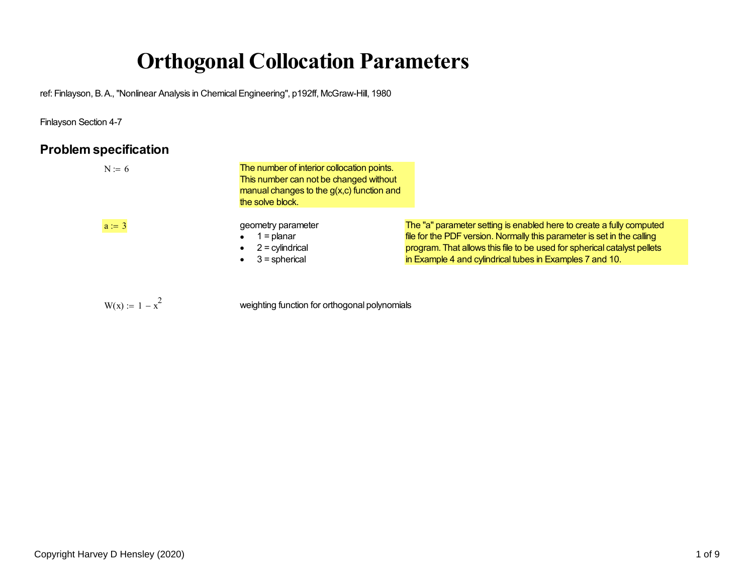# Orthogonal Collocation Parameters

ref: Finlayson, B. A., "Nonlinear Analysis in Chemical Engineering", p192ff, McGraw-Hill, 1980

Finlayson Section 4-7

## Problem specification

$N := 6$

The number of interior collocation points. This number can not be changed without manual changes to the g(x,c) function and the solve block.

$a := 3$

geometry parameter

- 1 = planar
- 2 = cylindrical
- 3 = spherical

The "a" parameter setting is enabled here to create a fully computed file for the PDF version. Normally this parameter is set in the calling program. That allows this file to be used for spherical catalyst pellets in Example 4 and cylindrical tubes in Examples 7 and 10.

$W(x) := 1 - x^2$

weighting function for orthogonal polynomials

Copyright Harvey D Hensley (2020)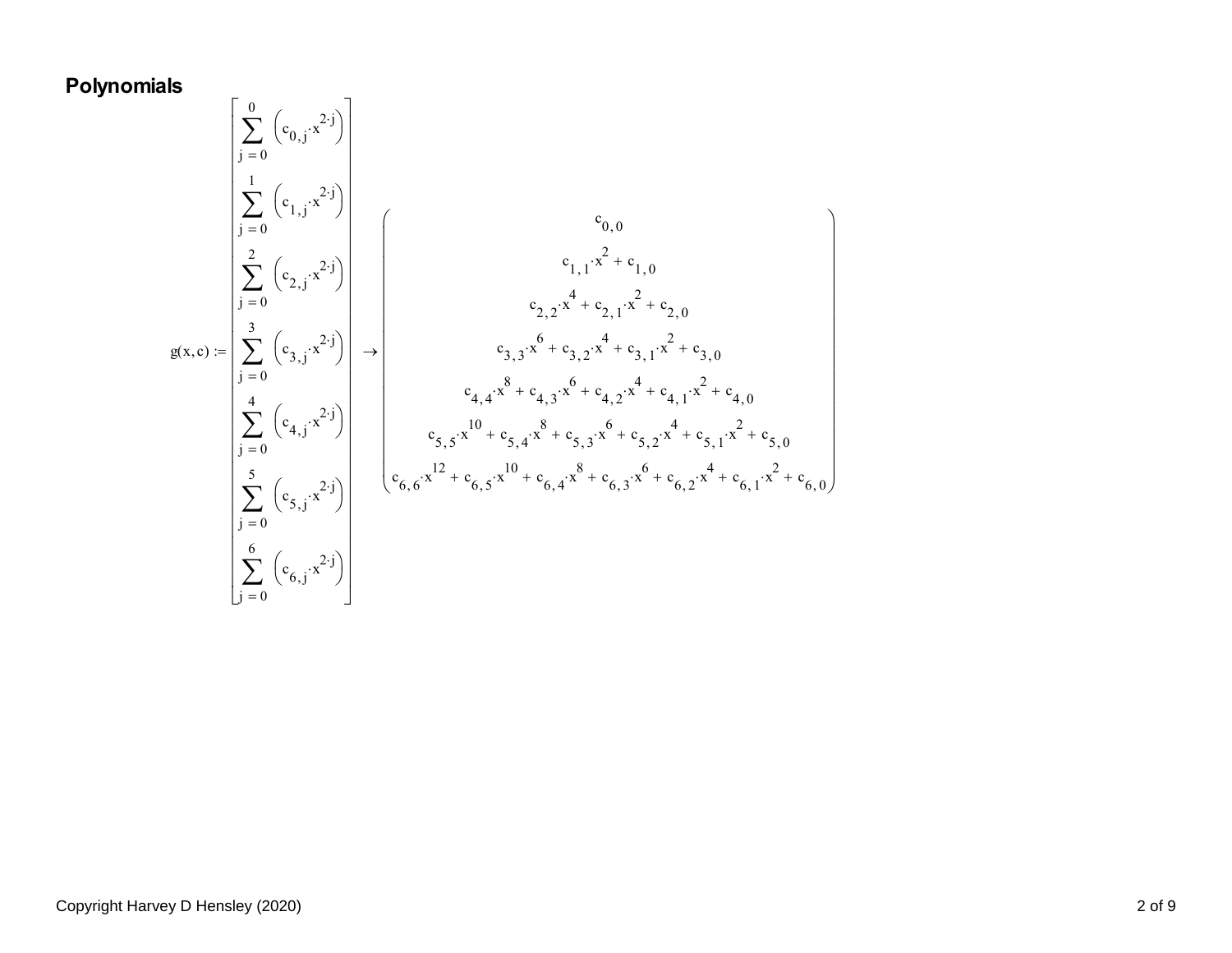## Polynomials

$$
g(x,c) := \begin{bmatrix} \sum_{j=0}^{0} \left(c_{0,j} \cdot x^{2 \cdot j}\right) \\ \sum_{j=0}^{1} \left(c_{1,j} \cdot x^{2 \cdot j}\right) \\ \sum_{j=0}^{2} \left(c_{2,j} \cdot x^{2 \cdot j}\right) \\ \sum_{j=0}^{3} \left(c_{3,j} \cdot x^{2 \cdot j}\right) \\ \sum_{j=0}^{4} \left(c_{4,j} \cdot x^{2 \cdot j}\right) \\ \sum_{j=0}^{5} \left(c_{5,j} \cdot x^{2 \cdot j}\right) \\ \sum_{j=0}^{6} \left(c_{6,j} \cdot x^{2 \cdot j}\right) \end{bmatrix} \rightarrow \begin{pmatrix} c_{0,0} \\ c_{1,1} \cdot x^{2} + c_{1,0} \\ c_{2,2} \cdot x^{4} + c_{2,1} \cdot x^{2} + c_{2,0} \\ c_{3,3} \cdot x^{6} + c_{3,2} \cdot x^{4} + c_{3,1} \cdot x^{2} + c_{3,0} \\ c_{4,4} \cdot x^{8} + c_{4,3} \cdot x^{6} + c_{4,2} \cdot x^{4} + c_{4,1} \cdot x^{2} + c_{4,0} \\ c_{5,5} \cdot x^{10} + c_{5,4} \cdot x^{8} + c_{5,3} \cdot x^{6} + c_{5,2} \cdot x^{4} + c_{5,1} \cdot x^{2} + c_{5,0} \\ c_{6,6} \cdot x^{12} + c_{6,5} \cdot x^{10} + c_{6,4} \cdot x^{8} + c_{6,3} \cdot x^{6} + c_{6,2} \cdot x^{4} + c_{6,1} \cdot x^{2} + c_{6,0} \end{pmatrix}
$$

Copyright Harvey D Hensley (2020)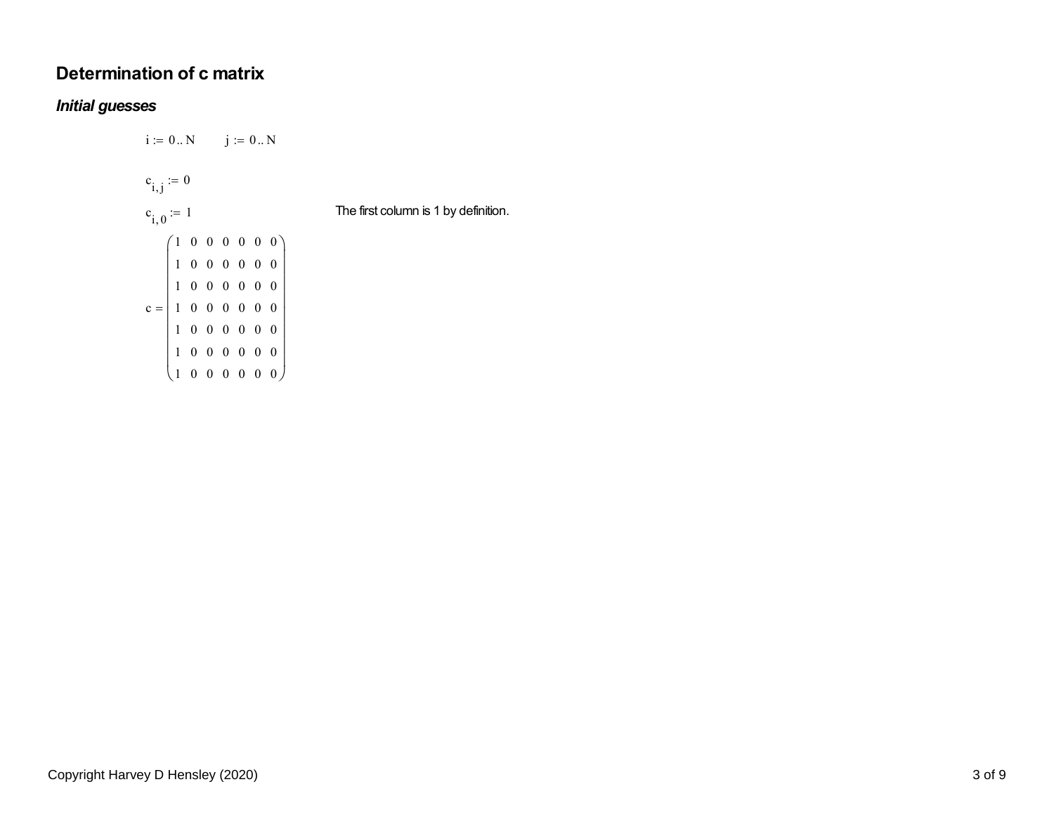## Determination of c matrix

### *Initial guesses*

$i := 0..N \qquad j := 0..N$

$c_{i,j} := 0$

$c_{i,0} := 1$ — The first column is 1 by definition.

$$c = \begin{pmatrix} 1 & 0 & 0 & 0 & 0 & 0 & 0 \\ 1 & 0 & 0 & 0 & 0 & 0 & 0 \\ 1 & 0 & 0 & 0 & 0 & 0 & 0 \\ 1 & 0 & 0 & 0 & 0 & 0 & 0 \\ 1 & 0 & 0 & 0 & 0 & 0 & 0 \\ 1 & 0 & 0 & 0 & 0 & 0 & 0 \\ 1 & 0 & 0 & 0 & 0 & 0 & 0 \end{pmatrix}$$

Copyright Harvey D Hensley (2020)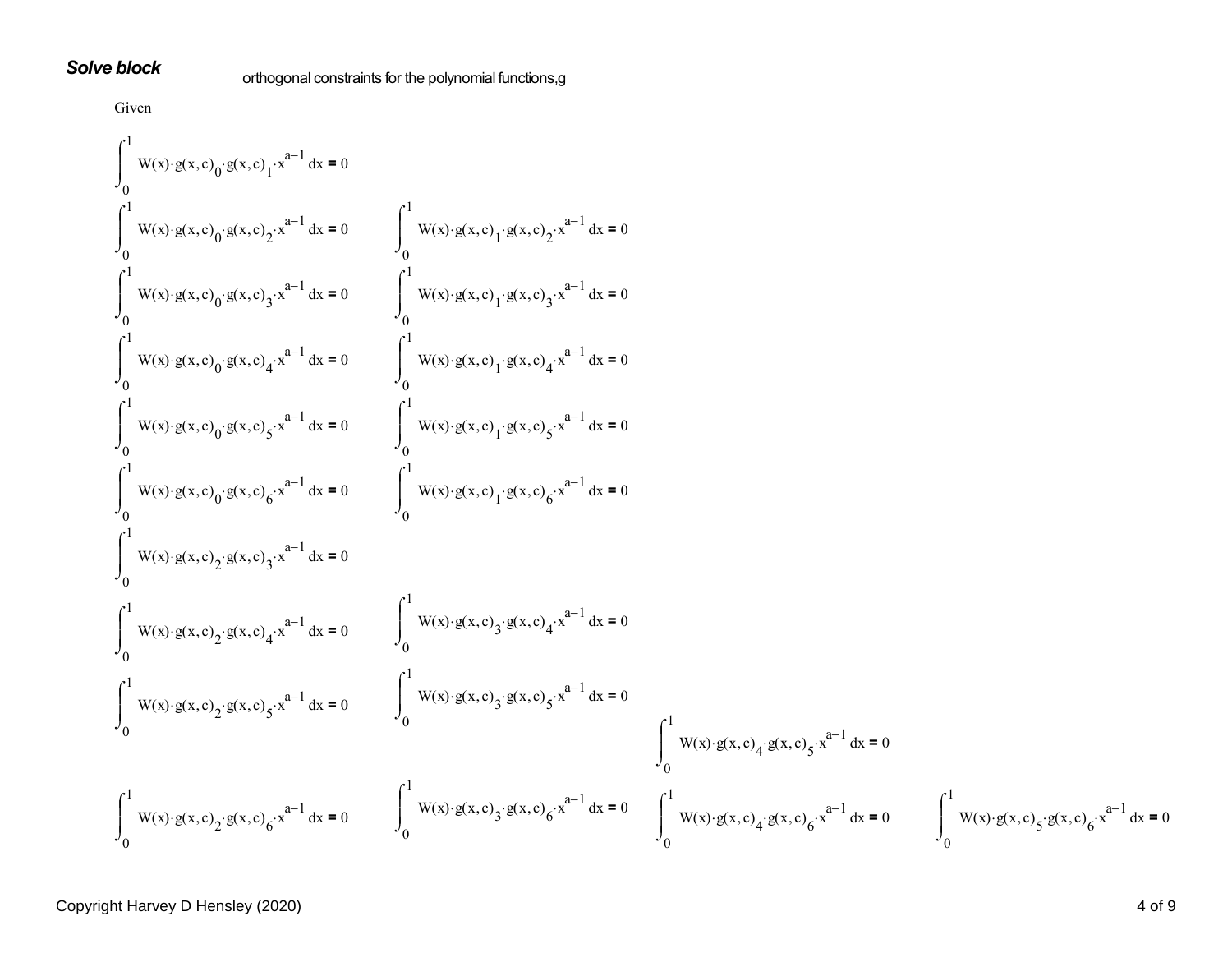***Solve block***

orthogonal constraints for the polynomial functions,g

Given

$$\int_0^1 W(x)\cdot g(x,c)_0\cdot g(x,c)_1\cdot x^{a-1}\,dx = 0$$

$$\int_0^1 W(x)\cdot g(x,c)_0\cdot g(x,c)_2\cdot x^{a-1}\,dx = 0 \qquad \int_0^1 W(x)\cdot g(x,c)_1\cdot g(x,c)_2\cdot x^{a-1}\,dx = 0$$

$$\int_0^1 W(x)\cdot g(x,c)_0\cdot g(x,c)_3\cdot x^{a-1}\,dx = 0 \qquad \int_0^1 W(x)\cdot g(x,c)_1\cdot g(x,c)_3\cdot x^{a-1}\,dx = 0$$

$$\int_0^1 W(x)\cdot g(x,c)_0\cdot g(x,c)_4\cdot x^{a-1}\,dx = 0 \qquad \int_0^1 W(x)\cdot g(x,c)_1\cdot g(x,c)_4\cdot x^{a-1}\,dx = 0$$

$$\int_0^1 W(x)\cdot g(x,c)_0\cdot g(x,c)_5\cdot x^{a-1}\,dx = 0 \qquad \int_0^1 W(x)\cdot g(x,c)_1\cdot g(x,c)_5\cdot x^{a-1}\,dx = 0$$

$$\int_0^1 W(x)\cdot g(x,c)_0\cdot g(x,c)_6\cdot x^{a-1}\,dx = 0 \qquad \int_0^1 W(x)\cdot g(x,c)_1\cdot g(x,c)_6\cdot x^{a-1}\,dx = 0$$

$$\int_0^1 W(x)\cdot g(x,c)_2\cdot g(x,c)_3\cdot x^{a-1}\,dx = 0$$

$$\int_0^1 W(x)\cdot g(x,c)_2\cdot g(x,c)_4\cdot x^{a-1}\,dx = 0 \qquad \int_0^1 W(x)\cdot g(x,c)_3\cdot g(x,c)_4\cdot x^{a-1}\,dx = 0$$

$$\int_0^1 W(x)\cdot g(x,c)_2\cdot g(x,c)_5\cdot x^{a-1}\,dx = 0 \qquad \int_0^1 W(x)\cdot g(x,c)_3\cdot g(x,c)_5\cdot x^{a-1}\,dx = 0$$

$$\int_0^1 W(x)\cdot g(x,c)_4\cdot g(x,c)_5\cdot x^{a-1}\,dx = 0$$

$$\int_0^1 W(x)\cdot g(x,c)_2\cdot g(x,c)_6\cdot x^{a-1}\,dx = 0 \qquad \int_0^1 W(x)\cdot g(x,c)_3\cdot g(x,c)_6\cdot x^{a-1}\,dx = 0 \qquad \int_0^1 W(x)\cdot g(x,c)_4\cdot g(x,c)_6\cdot x^{a-1}\,dx = 0 \qquad \int_0^1 W(x)\cdot g(x,c)_5\cdot g(x,c)_6\cdot x^{a-1}\,dx = 0$$

Copyright Harvey D Hensley (2020)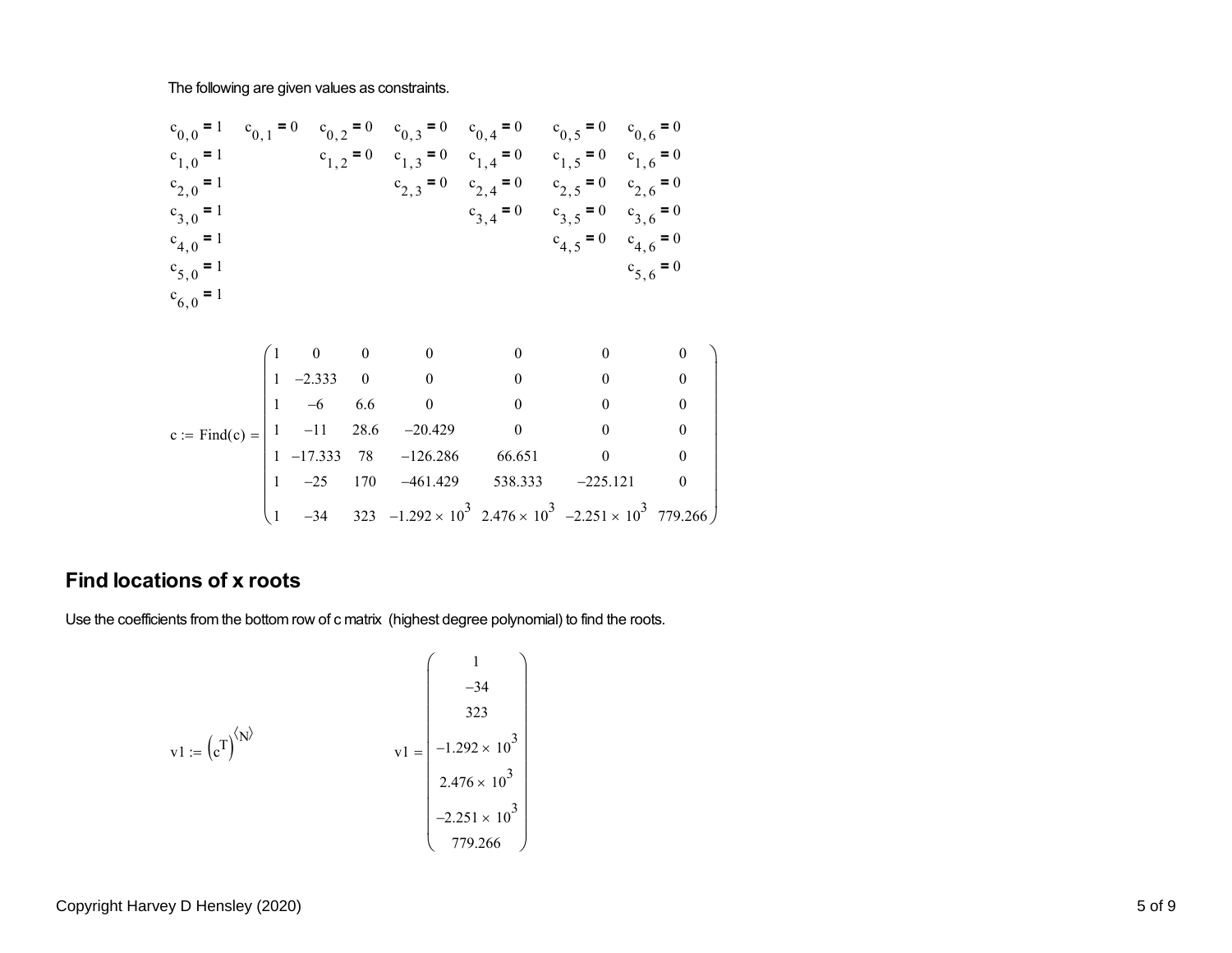The following are given values as constraints.

$$
\begin{array}{lllllll}
c_{0,0}=1 & c_{0,1}=0 & c_{0,2}=0 & c_{0,3}=0 & c_{0,4}=0 & c_{0,5}=0 & c_{0,6}=0 \\
c_{1,0}=1 & & c_{1,2}=0 & c_{1,3}=0 & c_{1,4}=0 & c_{1,5}=0 & c_{1,6}=0 \\
c_{2,0}=1 & & & c_{2,3}=0 & c_{2,4}=0 & c_{2,5}=0 & c_{2,6}=0 \\
c_{3,0}=1 & & & & c_{3,4}=0 & c_{3,5}=0 & c_{3,6}=0 \\
c_{4,0}=1 & & & & & c_{4,5}=0 & c_{4,6}=0 \\
c_{5,0}=1 & & & & & & c_{5,6}=0 \\
c_{6,0}=1 & & & & & &
\end{array}
$$

$$
c := \text{Find}(c) = \begin{pmatrix}
1 & 0 & 0 & 0 & 0 & 0 & 0 \\
1 & -2.333 & 0 & 0 & 0 & 0 & 0 \\
1 & -6 & 6.6 & 0 & 0 & 0 & 0 \\
1 & -11 & 28.6 & -20.429 & 0 & 0 & 0 \\
1 & -17.333 & 78 & -126.286 & 66.651 & 0 & 0 \\
1 & -25 & 170 & -461.429 & 538.333 & -225.121 & 0 \\
1 & -34 & 323 & -1.292\times 10^{3} & 2.476\times 10^{3} & -2.251\times 10^{3} & 779.266
\end{pmatrix}
$$

## Find locations of x roots

Use the coefficients from the bottom row of c matrix (highest degree polynomial) to find the roots.

$$
v1 := \left(c^{T}\right)^{\langle N\rangle} \qquad\qquad v1 = \begin{pmatrix}
1 \\
-34 \\
323 \\
-1.292\times 10^{3} \\
2.476\times 10^{3} \\
-2.251\times 10^{3} \\
779.266
\end{pmatrix}
$$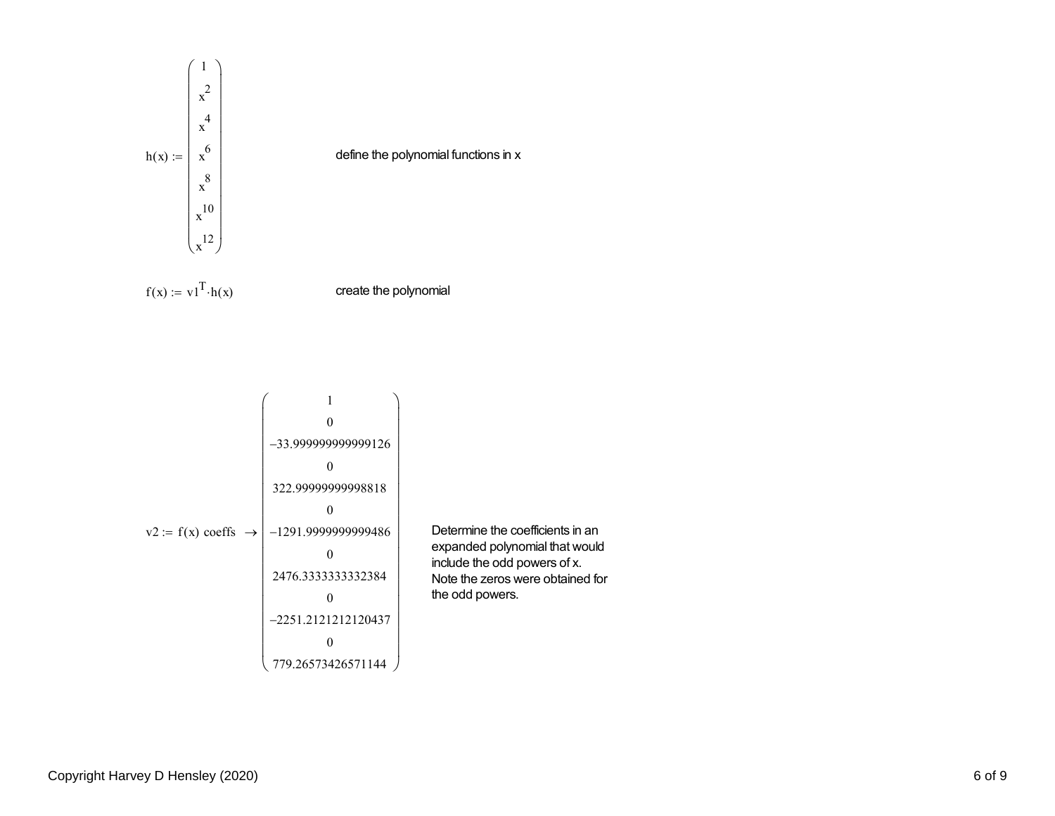$$h(x) := \begin{pmatrix} 1 \\ x^2 \\ x^4 \\ x^6 \\ x^8 \\ x^{10} \\ x^{12} \end{pmatrix}$$

define the polynomial functions in x

$$f(x) := v1^T \cdot h(x)$$

create the polynomial

$$v2 := f(x) \text{ coeffs } \rightarrow \begin{pmatrix} 1 \\ 0 \\ -33.999999999999126 \\ 0 \\ 322.99999999998818 \\ 0 \\ -1291.9999999999486 \\ 0 \\ 2476.3333333332384 \\ 0 \\ -2251.2121212120437 \\ 0 \\ 779.26573426571144 \end{pmatrix}$$

Determine the coefficients in an expanded polynomial that would include the odd powers of x. Note the zeros were obtained for the odd powers.

Copyright Harvey D Hensley (2020)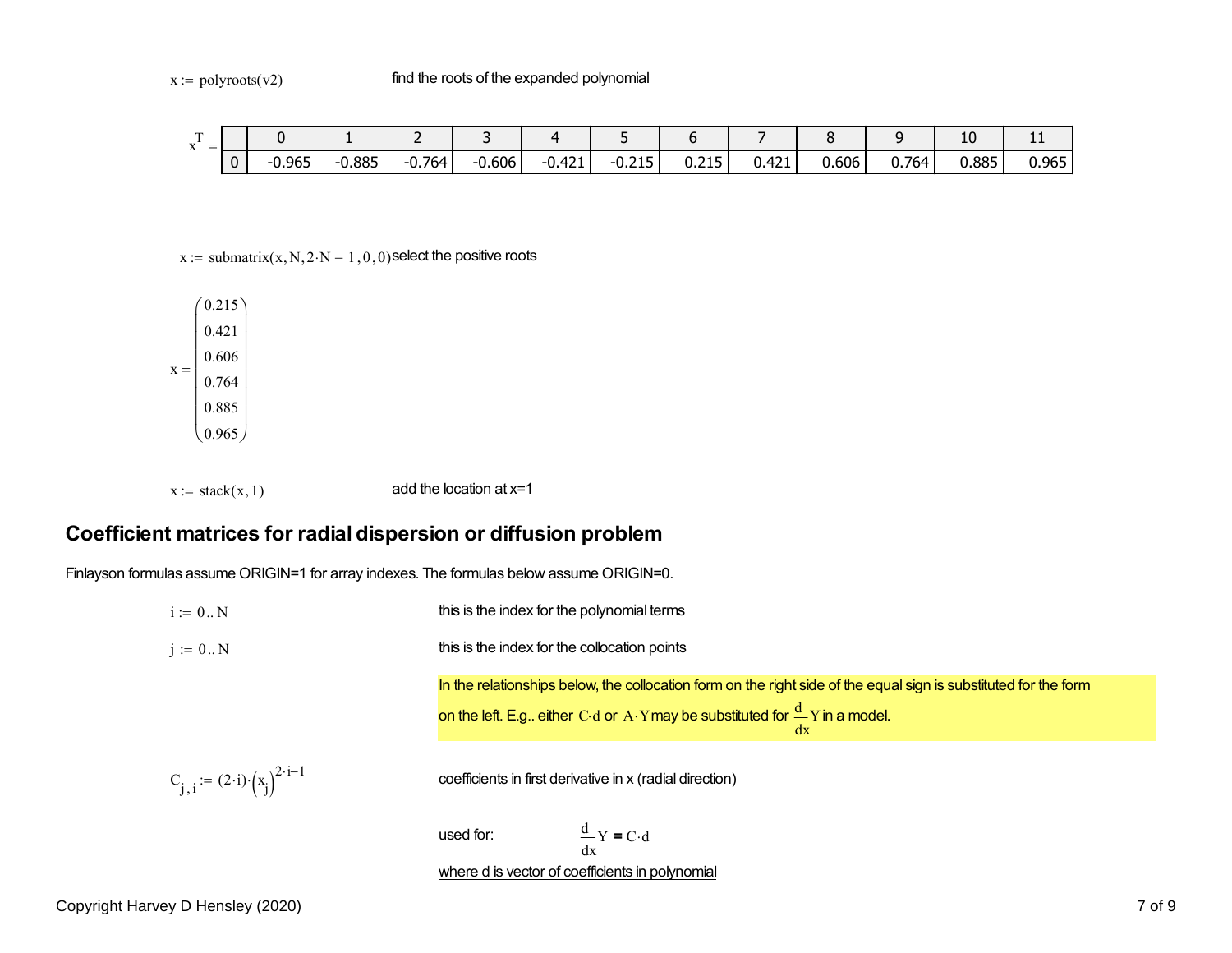$x := \text{polyroots}(v2)$ find the roots of the expanded polynomial

$x^T =$

| | 0 | 1 | 2 | 3 | 4 | 5 | 6 | 7 | 8 | 9 | 10 | 11 |
|---|---|---|---|---|---|---|---|---|---|---|---|---|
| 0 | -0.965 | -0.885 | -0.764 | -0.606 | -0.421 | -0.215 | 0.215 | 0.421 | 0.606 | 0.764 | 0.885 | 0.965 |

$x := \text{submatrix}(x, N, 2 \cdot N - 1, 0, 0)$ select the positive roots

$$x = \begin{pmatrix} 0.215 \\ 0.421 \\ 0.606 \\ 0.764 \\ 0.885 \\ 0.965 \end{pmatrix}$$

$x := \text{stack}(x, 1)$ add the location at x=1

## Coefficient matrices for radial dispersion or diffusion problem

Finlayson formulas assume ORIGIN=1 for array indexes. The formulas below assume ORIGIN=0.

$i := 0 .. N$ this is the index for the polynomial terms

$j := 0 .. N$ this is the index for the collocation points

In the relationships below, the collocation form on the right side of the equal sign is substituted for the form on the left. E.g.. either $C \cdot d$ or $A \cdot Y$ may be substituted for $\frac{d}{dx}Y$ in a model.

$C_{j,i} := (2 \cdot i) \cdot \left(x_j\right)^{2 \cdot i - 1}$ coefficients in first derivative in x (radial direction)

used for: $\frac{d}{dx}Y = C \cdot d$

where d is vector of coefficients in polynomial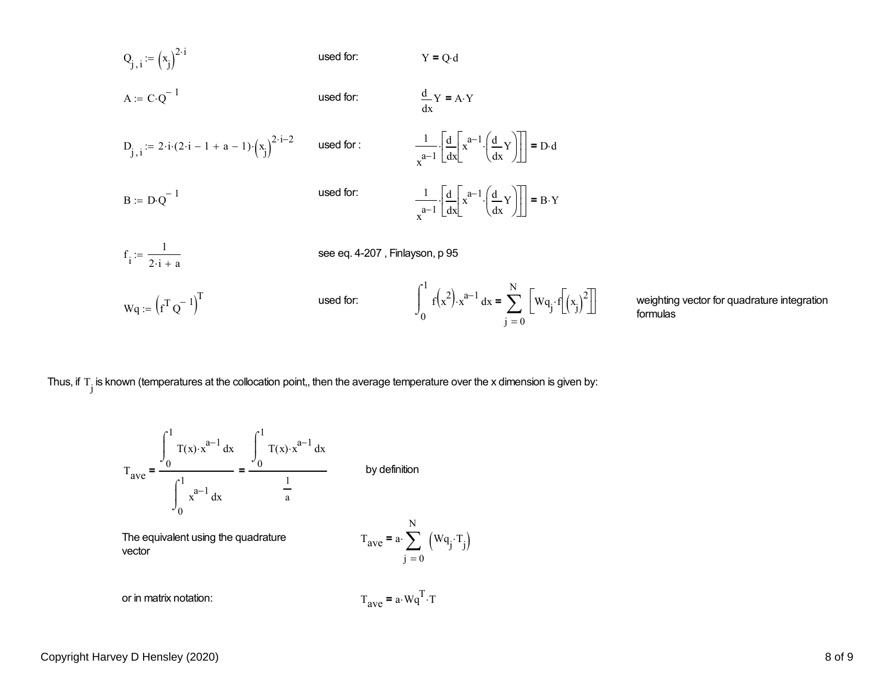$$Q_{j,i} := (x_j)^{2\cdot i}$$ used for: $$Y = Q\cdot d$$

$$A := C\cdot Q^{-1}$$ used for: $$\frac{d}{dx}Y = A\cdot Y$$

$$D_{j,i} := 2\cdot i\cdot(2\cdot i - 1 + a - 1)\cdot(x_j)^{2\cdot i - 2}$$ used for : $$\frac{1}{x^{a-1}}\cdot\left[\frac{d}{dx}\left[x^{a-1}\cdot\left(\frac{d}{dx}Y\right)\right]\right] = D\cdot d$$

$$B := D\cdot Q^{-1}$$ used for: $$\frac{1}{x^{a-1}}\cdot\left[\frac{d}{dx}\left[x^{a-1}\cdot\left(\frac{d}{dx}Y\right)\right]\right] = B\cdot Y$$

$$f_i := \frac{1}{2\cdot i + a}$$ see eq. 4-207 , Finlayson, p 95

$$Wq := \left(f^T Q^{-1}\right)^T$$ used for: $$\int_0^1 f\left(x^2\right)\cdot x^{a-1}\,dx = \sum_{j=0}^{N}\left[Wq_j\cdot f\left[(x_j)^2\right]\right]$$ weighting vector for quadrature integration formulas

Thus, if $T_j$ is known (temperatures at the collocation point,, then the average temperature over the x dimension is given by:

$$T_{ave} = \frac{\int_0^1 T(x)\cdot x^{a-1}\,dx}{\int_0^1 x^{a-1}\,dx} = \frac{\int_0^1 T(x)\cdot x^{a-1}\,dx}{\frac{1}{a}}$$ by definition

The equivalent using the quadrature vector

$$T_{ave} = a\cdot\sum_{j=0}^{N}\left(Wq_j\cdot T_j\right)$$

or in matrix notation:

$$T_{ave} = a\cdot Wq^T\cdot T$$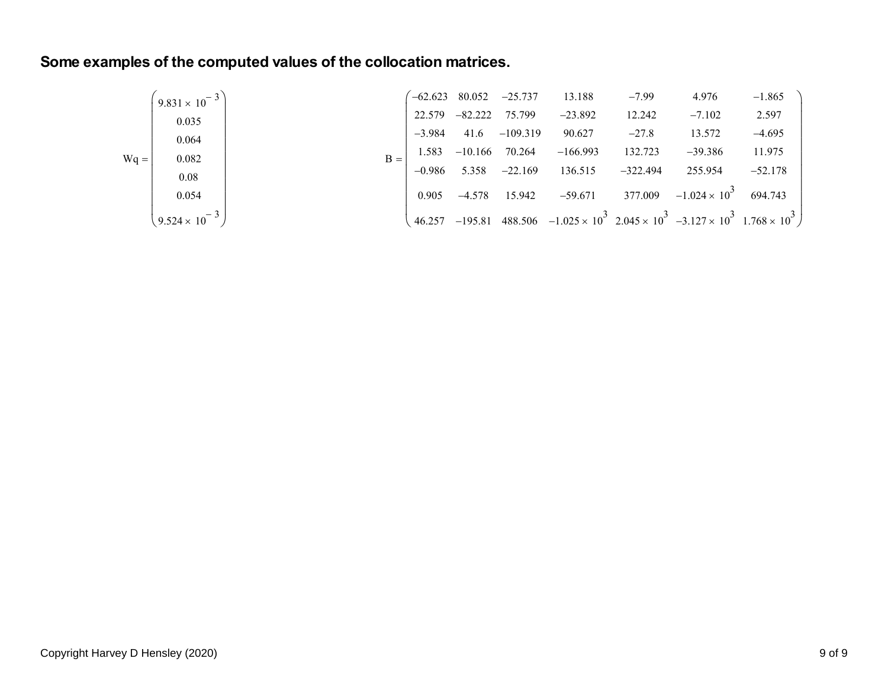### Some examples of the computed values of the collocation matrices.

$$
Wq = \begin{pmatrix} 9.831 \times 10^{-3} \\ 0.035 \\ 0.064 \\ 0.082 \\ 0.08 \\ 0.054 \\ 9.524 \times 10^{-3} \end{pmatrix}
$$

$$
B = \begin{pmatrix}
-62.623 & 80.052 & -25.737 & 13.188 & -7.99 & 4.976 & -1.865 \\
22.579 & -82.222 & 75.799 & -23.892 & 12.242 & -7.102 & 2.597 \\
-3.984 & 41.6 & -109.319 & 90.627 & -27.8 & 13.572 & -4.695 \\
1.583 & -10.166 & 70.264 & -166.993 & 132.723 & -39.386 & 11.975 \\
-0.986 & 5.358 & -22.169 & 136.515 & -322.494 & 255.954 & -52.178 \\
0.905 & -4.578 & 15.942 & -59.671 & 377.009 & -1.024 \times 10^{3} & 694.743 \\
46.257 & -195.81 & 488.506 & -1.025 \times 10^{3} & 2.045 \times 10^{3} & -3.127 \times 10^{3} & 1.768 \times 10^{3}
\end{pmatrix}
$$

Copyright Harvey D Hensley (2020)